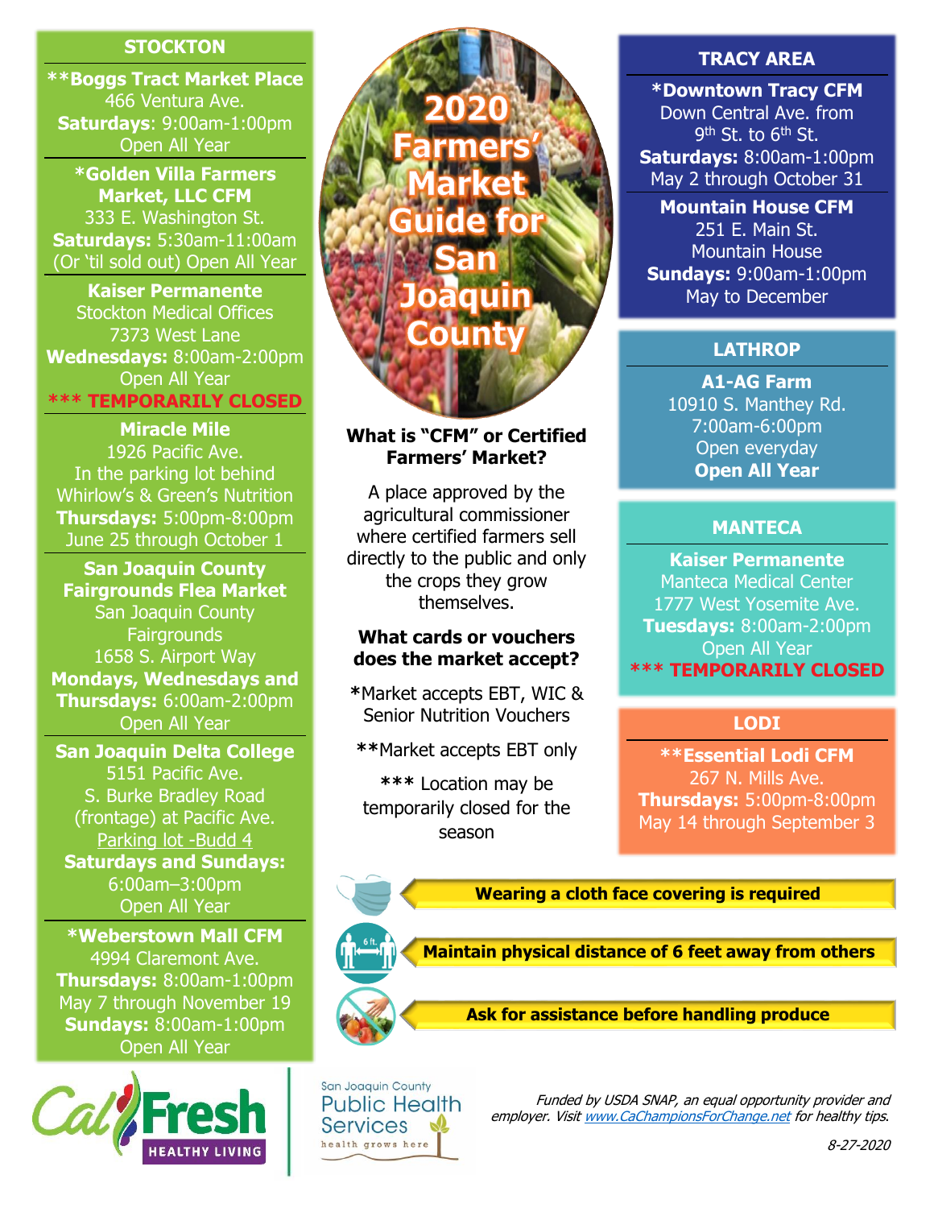# 2020 Farmers' Market Guide for San Joaquin County

## STOCKTON

**Boggs Tract Market Place**
466 Ventura Ave.
**Saturdays**: 9:00am-1:00pm
Open All Year

***Golden Villa Farmers Market, LLC CFM**
333 E. Washington St.
**Saturdays:** 5:30am-11:00am
(Or 'til sold out) Open All Year

**Kaiser Permanente**
Stockton Medical Offices
7373 West Lane
**Wednesdays:** 8:00am-2:00pm
Open All Year
***** TEMPORARILY CLOSED**

**Miracle Mile**
1926 Pacific Ave.
In the parking lot behind Whirlow's & Green's Nutrition
**Thursdays:** 5:00pm-8:00pm
June 25 through October 1

**San Joaquin County Fairgrounds Flea Market**
San Joaquin County Fairgrounds
1658 S. Airport Way
**Mondays, Wednesdays and Thursdays:** 6:00am-2:00pm
Open All Year

**San Joaquin Delta College**
5151 Pacific Ave.
S. Burke Bradley Road (frontage) at Pacific Ave.
Parking lot -Budd 4
**Saturdays and Sundays:** 6:00am–3:00pm
Open All Year

***Weberstown Mall CFM**
4994 Claremont Ave.
**Thursdays:** 8:00am-1:00pm
May 7 through November 19
**Sundays:** 8:00am-1:00pm
Open All Year

### What is "CFM" or Certified Farmers' Market?

A place approved by the agricultural commissioner where certified farmers sell directly to the public and only the crops they grow themselves.

### What cards or vouchers does the market accept?

*Market accepts EBT, WIC & Senior Nutrition Vouchers

**Market accepts EBT only

*** Location may be temporarily closed for the season

## TRACY AREA

***Downtown Tracy CFM**
Down Central Ave. from 9th St. to 6th St.
**Saturdays:** 8:00am-1:00pm
May 2 through October 31

**Mountain House CFM**
251 E. Main St.
Mountain House
**Sundays:** 9:00am-1:00pm
May to December

## LATHROP

**A1-AG Farm**
10910 S. Manthey Rd.
7:00am-6:00pm
Open everyday
**Open All Year**

## MANTECA

**Kaiser Permanente**
Manteca Medical Center
1777 West Yosemite Ave.
**Tuesdays:** 8:00am-2:00pm
Open All Year
***** TEMPORARILY CLOSED**

## LODI

****Essential Lodi CFM**
267 N. Mills Ave.
**Thursdays:** 5:00pm-8:00pm
May 14 through September 3

**Wearing a cloth face covering is required**

**Maintain physical distance of 6 feet away from others**

**Ask for assistance before handling produce**

CalFresh HEALTHY LIVING

San Joaquin County Public Health Services — health grows here

*Funded by USDA SNAP, an equal opportunity provider and employer. Visit www.CaChampionsForChange.net for healthy tips.*

*8-27-2020*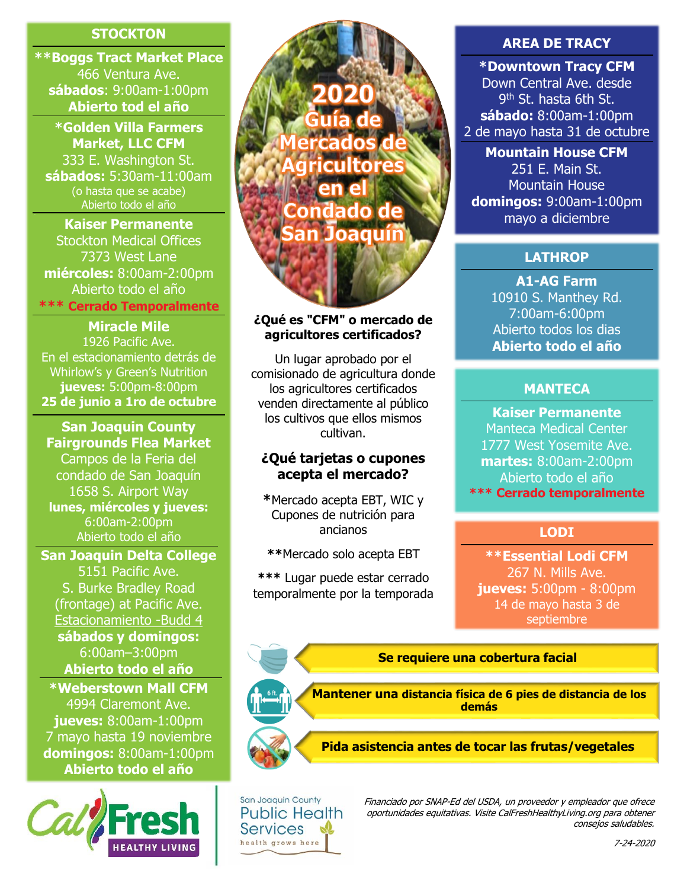# 2020 Guía de Mercados de Agricultores en el Condado de San Joaquín

## STOCKTON

**\*\*Boggs Tract Market Place**
466 Ventura Ave.
**sábados**: 9:00am-1:00pm
**Abierto tod el año**

**\*Golden Villa Farmers Market, LLC CFM**
333 E. Washington St.
**sábados:** 5:30am-11:00am
(o hasta que se acabe)
Abierto todo el año

**Kaiser Permanente**
Stockton Medical Offices
7373 West Lane
**miércoles:** 8:00am-2:00pm
Abierto todo el año
**\*\*\* Cerrado Temporalmente**

**Miracle Mile**
1926 Pacific Ave.
En el estacionamiento detrás de Whirlow's y Green's Nutrition
**jueves:** 5:00pm-8:00pm
**25 de junio a 1ro de octubre**

**San Joaquin County Fairgrounds Flea Market**
Campos de la Feria del condado de San Joaquín
1658 S. Airport Way
**lunes, miércoles y jueves:**
6:00am-2:00pm
Abierto todo el año

**San Joaquin Delta College**
5151 Pacific Ave.
S. Burke Bradley Road (frontage) at Pacific Ave.
Estacionamiento -Budd 4
**sábados y domingos:**
6:00am–3:00pm
**Abierto todo el año**

**\*Weberstown Mall CFM**
4994 Claremont Ave.
**jueves:** 8:00am-1:00pm
7 mayo hasta 19 noviembre
**domingos:** 8:00am-1:00pm
**Abierto todo el año**

## AREA DE TRACY

**\*Downtown Tracy CFM**
Down Central Ave. desde 9th St. hasta 6th St.
**sábado:** 8:00am-1:00pm
2 de mayo hasta 31 de octubre

**Mountain House CFM**
251 E. Main St.
Mountain House
**domingos:** 9:00am-1:00pm
mayo a diciembre

## LATHROP

**A1-AG Farm**
10910 S. Manthey Rd.
7:00am-6:00pm
Abierto todos los dias
**Abierto todo el año**

## MANTECA

**Kaiser Permanente**
Manteca Medical Center
1777 West Yosemite Ave.
**martes:** 8:00am-2:00pm
Abierto todo el año
**\*\*\* Cerrado temporalmente**

## LODI

**\*\*Essential Lodi CFM**
267 N. Mills Ave.
**jueves:** 5:00pm - 8:00pm
14 de mayo hasta 3 de septiembre

### ¿Qué es "CFM" o mercado de agricultores certificados?

Un lugar aprobado por el comisionado de agricultura donde los agricultores certificados venden directamente al público los cultivos que ellos mismos cultivan.

### ¿Qué tarjetas o cupones acepta el mercado?

\*Mercado acepta EBT, WIC y Cupones de nutrición para ancianos

\*\*Mercado solo acepta EBT

\*\*\* Lugar puede estar cerrado temporalmente por la temporada

**Se requiere una cobertura facial**

**Mantener una distancia física de 6 pies de distancia de los demás**

**Pida asistencia antes de tocar las frutas/vegetales**

CalFresh HEALTHY LIVING

San Joaquin County Public Health Services — health grows here

*Financiado por SNAP-Ed del USDA, un proveedor y empleador que ofrece oportunidades equitativas. Visite CalFreshHealthyLiving.org para obtener consejos saludables.*

*7-24-2020*